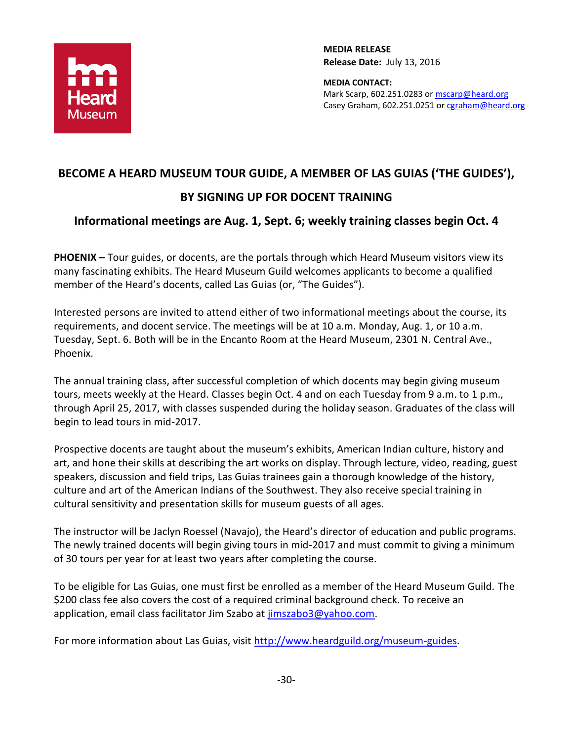**MEDIA RELEASE**
**Release Date:** July 13, 2016

**MEDIA CONTACT:**
Mark Scarp, 602.251.0283 or mscarp@heard.org
Casey Graham, 602.251.0251 or cgraham@heard.org

# BECOME A HEARD MUSEUM TOUR GUIDE, A MEMBER OF LAS GUIAS ('THE GUIDES'), BY SIGNING UP FOR DOCENT TRAINING

## Informational meetings are Aug. 1, Sept. 6; weekly training classes begin Oct. 4

**PHOENIX –** Tour guides, or docents, are the portals through which Heard Museum visitors view its many fascinating exhibits. The Heard Museum Guild welcomes applicants to become a qualified member of the Heard's docents, called Las Guias (or, "The Guides").

Interested persons are invited to attend either of two informational meetings about the course, its requirements, and docent service. The meetings will be at 10 a.m. Monday, Aug. 1, or 10 a.m. Tuesday, Sept. 6. Both will be in the Encanto Room at the Heard Museum, 2301 N. Central Ave., Phoenix.

The annual training class, after successful completion of which docents may begin giving museum tours, meets weekly at the Heard. Classes begin Oct. 4 and on each Tuesday from 9 a.m. to 1 p.m., through April 25, 2017, with classes suspended during the holiday season. Graduates of the class will begin to lead tours in mid-2017.

Prospective docents are taught about the museum's exhibits, American Indian culture, history and art, and hone their skills at describing the art works on display. Through lecture, video, reading, guest speakers, discussion and field trips, Las Guias trainees gain a thorough knowledge of the history, culture and art of the American Indians of the Southwest. They also receive special training in cultural sensitivity and presentation skills for museum guests of all ages.

The instructor will be Jaclyn Roessel (Navajo), the Heard's director of education and public programs. The newly trained docents will begin giving tours in mid-2017 and must commit to giving a minimum of 30 tours per year for at least two years after completing the course.

To be eligible for Las Guias, one must first be enrolled as a member of the Heard Museum Guild. The $200 class fee also covers the cost of a required criminal background check. To receive an application, email class facilitator Jim Szabo at jimszabo3@yahoo.com.

For more information about Las Guias, visit http://www.heardguild.org/museum-guides.

-30-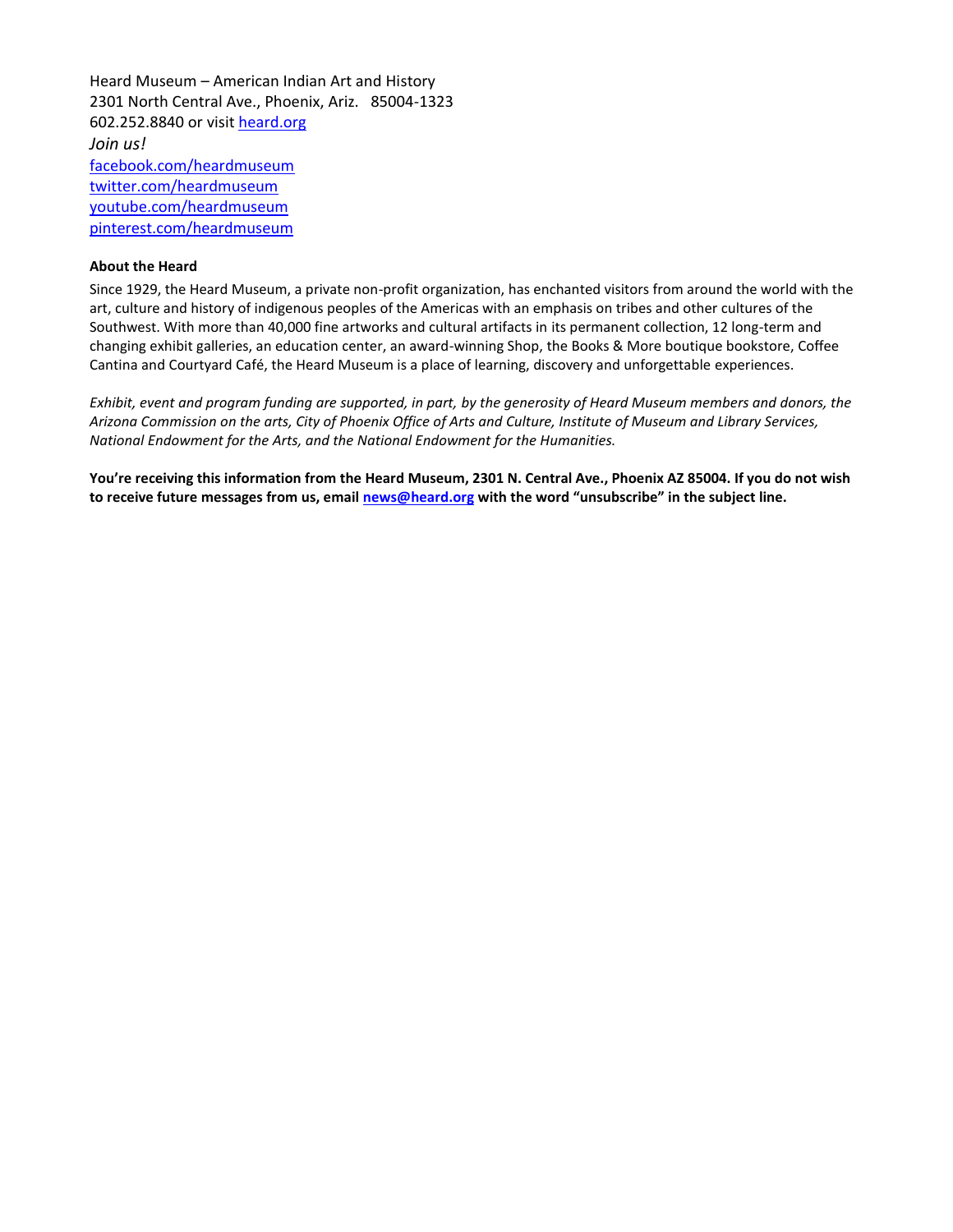Heard Museum – American Indian Art and History
2301 North Central Ave., Phoenix, Ariz. 85004-1323
602.252.8840 or visit [heard.org](http://heard.org)

*Join us!*

[facebook.com/heardmuseum](http://facebook.com/heardmuseum)
[twitter.com/heardmuseum](http://twitter.com/heardmuseum)
[youtube.com/heardmuseum](http://youtube.com/heardmuseum)
[pinterest.com/heardmuseum](http://pinterest.com/heardmuseum)

**About the Heard**

Since 1929, the Heard Museum, a private non-profit organization, has enchanted visitors from around the world with the art, culture and history of indigenous peoples of the Americas with an emphasis on tribes and other cultures of the Southwest. With more than 40,000 fine artworks and cultural artifacts in its permanent collection, 12 long-term and changing exhibit galleries, an education center, an award-winning Shop, the Books & More boutique bookstore, Coffee Cantina and Courtyard Café, the Heard Museum is a place of learning, discovery and unforgettable experiences.

*Exhibit, event and program funding are supported, in part, by the generosity of Heard Museum members and donors, the Arizona Commission on the arts, City of Phoenix Office of Arts and Culture, Institute of Museum and Library Services, National Endowment for the Arts, and the National Endowment for the Humanities.*

**You're receiving this information from the Heard Museum, 2301 N. Central Ave., Phoenix AZ 85004. If you do not wish to receive future messages from us, email [news@heard.org](mailto:news@heard.org) with the word "unsubscribe" in the subject line.**